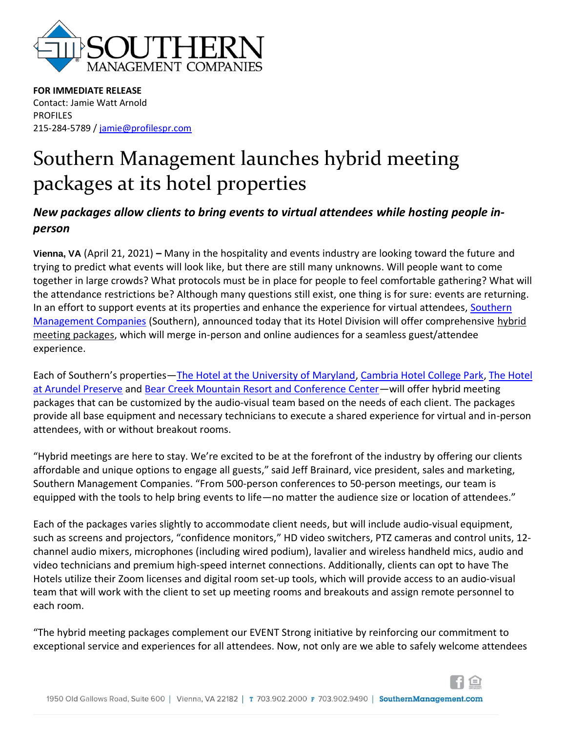**FOR IMMEDIATE RELEASE**
Contact: Jamie Watt Arnold
PROFILES
215-284-5789 / jamie@profilespr.com

# Southern Management launches hybrid meeting packages at its hotel properties

***New packages allow clients to bring events to virtual attendees while hosting people in-person***

**Vienna, VA** (April 21, 2021) **–** Many in the hospitality and events industry are looking toward the future and trying to predict what events will look like, but there are still many unknowns. Will people want to come together in large crowds? What protocols must be in place for people to feel comfortable gathering? What will the attendance restrictions be? Although many questions still exist, one thing is for sure: events are returning. In an effort to support events at its properties and enhance the experience for virtual attendees, Southern Management Companies (Southern), announced today that its Hotel Division will offer comprehensive hybrid meeting packages, which will merge in-person and online audiences for a seamless guest/attendee experience.

Each of Southern's properties—The Hotel at the University of Maryland, Cambria Hotel College Park, The Hotel at Arundel Preserve and Bear Creek Mountain Resort and Conference Center—will offer hybrid meeting packages that can be customized by the audio-visual team based on the needs of each client. The packages provide all base equipment and necessary technicians to execute a shared experience for virtual and in-person attendees, with or without breakout rooms.

"Hybrid meetings are here to stay. We're excited to be at the forefront of the industry by offering our clients affordable and unique options to engage all guests," said Jeff Brainard, vice president, sales and marketing, Southern Management Companies. "From 500-person conferences to 50-person meetings, our team is equipped with the tools to help bring events to life—no matter the audience size or location of attendees."

Each of the packages varies slightly to accommodate client needs, but will include audio-visual equipment, such as screens and projectors, "confidence monitors," HD video switchers, PTZ cameras and control units, 12-channel audio mixers, microphones (including wired podium), lavalier and wireless handheld mics, audio and video technicians and premium high-speed internet connections. Additionally, clients can opt to have The Hotels utilize their Zoom licenses and digital room set-up tools, which will provide access to an audio-visual team that will work with the client to set up meeting rooms and breakouts and assign remote personnel to each room.

"The hybrid meeting packages complement our EVENT Strong initiative by reinforcing our commitment to exceptional service and experiences for all attendees. Now, not only are we able to safely welcome attendees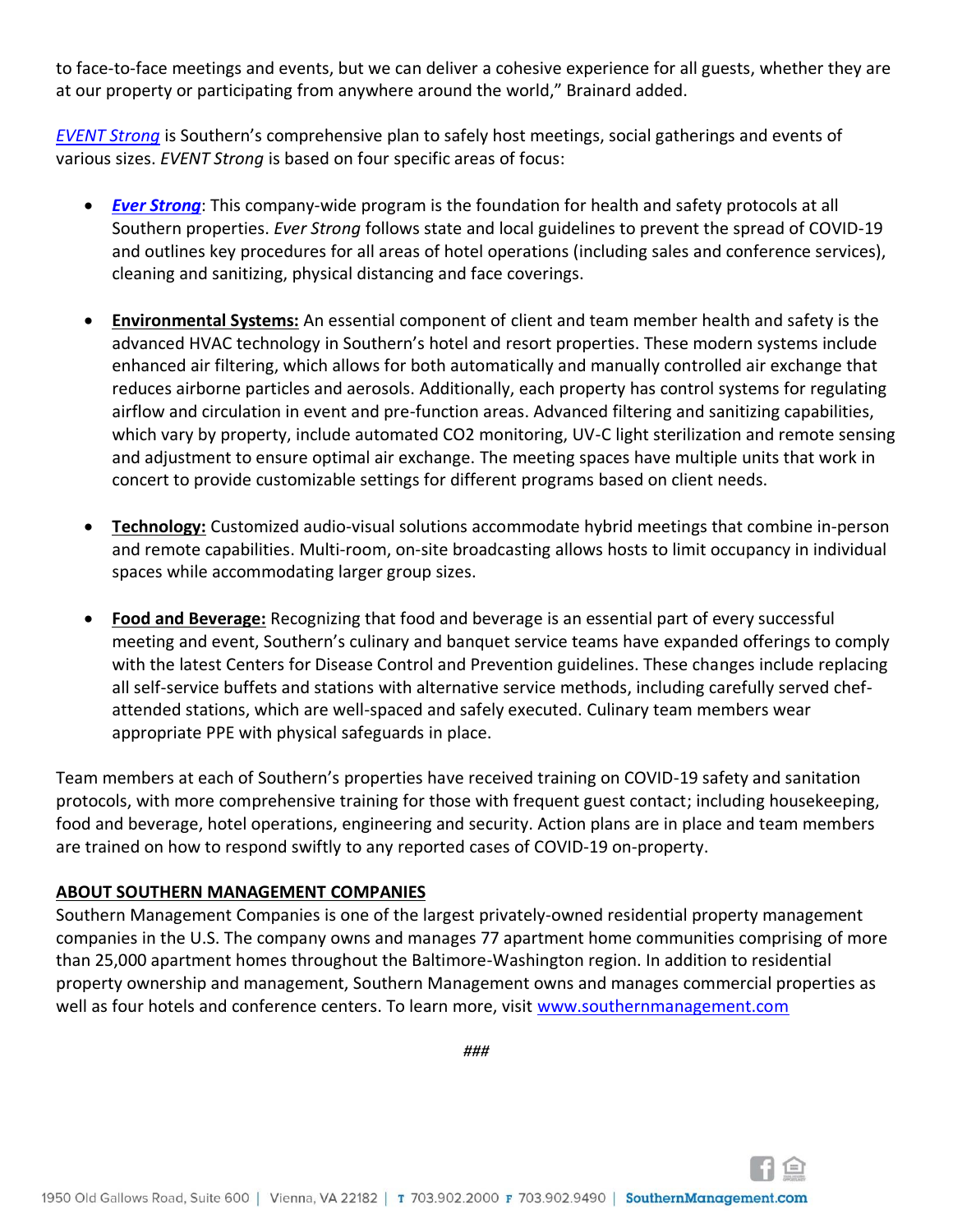to face-to-face meetings and events, but we can deliver a cohesive experience for all guests, whether they are at our property or participating from anywhere around the world," Brainard added.

*EVENT Strong* is Southern's comprehensive plan to safely host meetings, social gatherings and events of various sizes. *EVENT Strong* is based on four specific areas of focus:

- ***Ever Strong***: This company-wide program is the foundation for health and safety protocols at all Southern properties. *Ever Strong* follows state and local guidelines to prevent the spread of COVID-19 and outlines key procedures for all areas of hotel operations (including sales and conference services), cleaning and sanitizing, physical distancing and face coverings.

- **Environmental Systems:** An essential component of client and team member health and safety is the advanced HVAC technology in Southern's hotel and resort properties. These modern systems include enhanced air filtering, which allows for both automatically and manually controlled air exchange that reduces airborne particles and aerosols. Additionally, each property has control systems for regulating airflow and circulation in event and pre-function areas. Advanced filtering and sanitizing capabilities, which vary by property, include automated $CO_2$ monitoring, UV-C light sterilization and remote sensing and adjustment to ensure optimal air exchange. The meeting spaces have multiple units that work in concert to provide customizable settings for different programs based on client needs.

- **Technology:** Customized audio-visual solutions accommodate hybrid meetings that combine in-person and remote capabilities. Multi-room, on-site broadcasting allows hosts to limit occupancy in individual spaces while accommodating larger group sizes.

- **Food and Beverage:** Recognizing that food and beverage is an essential part of every successful meeting and event, Southern's culinary and banquet service teams have expanded offerings to comply with the latest Centers for Disease Control and Prevention guidelines. These changes include replacing all self-service buffets and stations with alternative service methods, including carefully served chef-attended stations, which are well-spaced and safely executed. Culinary team members wear appropriate PPE with physical safeguards in place.

Team members at each of Southern's properties have received training on COVID-19 safety and sanitation protocols, with more comprehensive training for those with frequent guest contact; including housekeeping, food and beverage, hotel operations, engineering and security. Action plans are in place and team members are trained on how to respond swiftly to any reported cases of COVID-19 on-property.

**ABOUT SOUTHERN MANAGEMENT COMPANIES**

Southern Management Companies is one of the largest privately-owned residential property management companies in the U.S. The company owns and manages 77 apartment home communities comprising of more than 25,000 apartment homes throughout the Baltimore-Washington region. In addition to residential property ownership and management, Southern Management owns and manages commercial properties as well as four hotels and conference centers. To learn more, visit www.southernmanagement.com

###